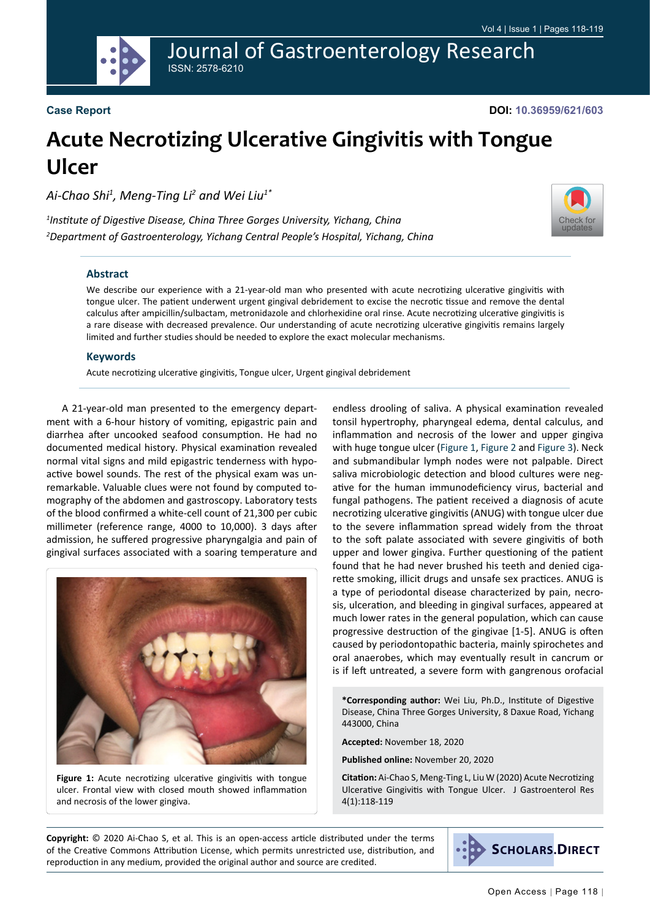**Case Report**

**DOI: 10.36959/621/603**

# Acute Necrotizing Ulcerative Gingivitis with Tongue Ulcer

*Ai-Chao Shi[1], Meng-Ting Li[2] and Wei Liu[1*]*

*[1]Institute of Digestive Disease, China Three Gorges University, Yichang, China*
*[2]Department of Gastroenterology, Yichang Central People's Hospital, Yichang, China*

## Abstract

We describe our experience with a 21-year-old man who presented with acute necrotizing ulcerative gingivitis with tongue ulcer. The patient underwent urgent gingival debridement to excise the necrotic tissue and remove the dental calculus after ampicillin/sulbactam, metronidazole and chlorhexidine oral rinse. Acute necrotizing ulcerative gingivitis is a rare disease with decreased prevalence. Our understanding of acute necrotizing ulcerative gingivitis remains largely limited and further studies should be needed to explore the exact molecular mechanisms.

## Keywords

Acute necrotizing ulcerative gingivitis, Tongue ulcer, Urgent gingival debridement

A 21-year-old man presented to the emergency department with a 6-hour history of vomiting, epigastric pain and diarrhea after uncooked seafood consumption. He had no documented medical history. Physical examination revealed normal vital signs and mild epigastric tenderness with hypoactive bowel sounds. The rest of the physical exam was unremarkable. Valuable clues were not found by computed tomography of the abdomen and gastroscopy. Laboratory tests of the blood confirmed a white-cell count of 21,300 per cubic millimeter (reference range, 4000 to 10,000). 3 days after admission, he suffered progressive pharyngalgia and pain of gingival surfaces associated with a soaring temperature and endless drooling of saliva. A physical examination revealed tonsil hypertrophy, pharyngeal edema, dental calculus, and inflammation and necrosis of the lower and upper gingiva with huge tongue ulcer (Figure 1, Figure 2 and Figure 3). Neck and submandibular lymph nodes were not palpable. Direct saliva microbiologic detection and blood cultures were negative for the human immunodeficiency virus, bacterial and fungal pathogens. The patient received a diagnosis of acute necrotizing ulcerative gingivitis (ANUG) with tongue ulcer due to the severe inflammation spread widely from the throat to the soft palate associated with severe gingivitis of both upper and lower gingiva. Further questioning of the patient found that he had never brushed his teeth and denied cigarette smoking, illicit drugs and unsafe sex practices. ANUG is a type of periodontal disease characterized by pain, necrosis, ulceration, and bleeding in gingival surfaces, appeared at much lower rates in the general population, which can cause progressive destruction of the gingivae [1-5]. ANUG is often caused by periodontopathic bacteria, mainly spirochetes and oral anaerobes, which may eventually result in cancrum or is if left untreated, a severe form with gangrenous orofacial

**Figure 1:** Acute necrotizing ulcerative gingivitis with tongue ulcer. Frontal view with closed mouth showed inflammation and necrosis of the lower gingiva.

**\*Corresponding author:** Wei Liu, Ph.D., Institute of Digestive Disease, China Three Gorges University, 8 Daxue Road, Yichang 443000, China

**Accepted:** November 18, 2020

**Published online:** November 20, 2020

**Citation:** Ai-Chao S, Meng-Ting L, Liu W (2020) Acute Necrotizing Ulcerative Gingivitis with Tongue Ulcer. J Gastroenterol Res 4(1):118-119

**Copyright:** © 2020 Ai-Chao S, et al. This is an open-access article distributed under the terms of the Creative Commons Attribution License, which permits unrestricted use, distribution, and reproduction in any medium, provided the original author and source are credited.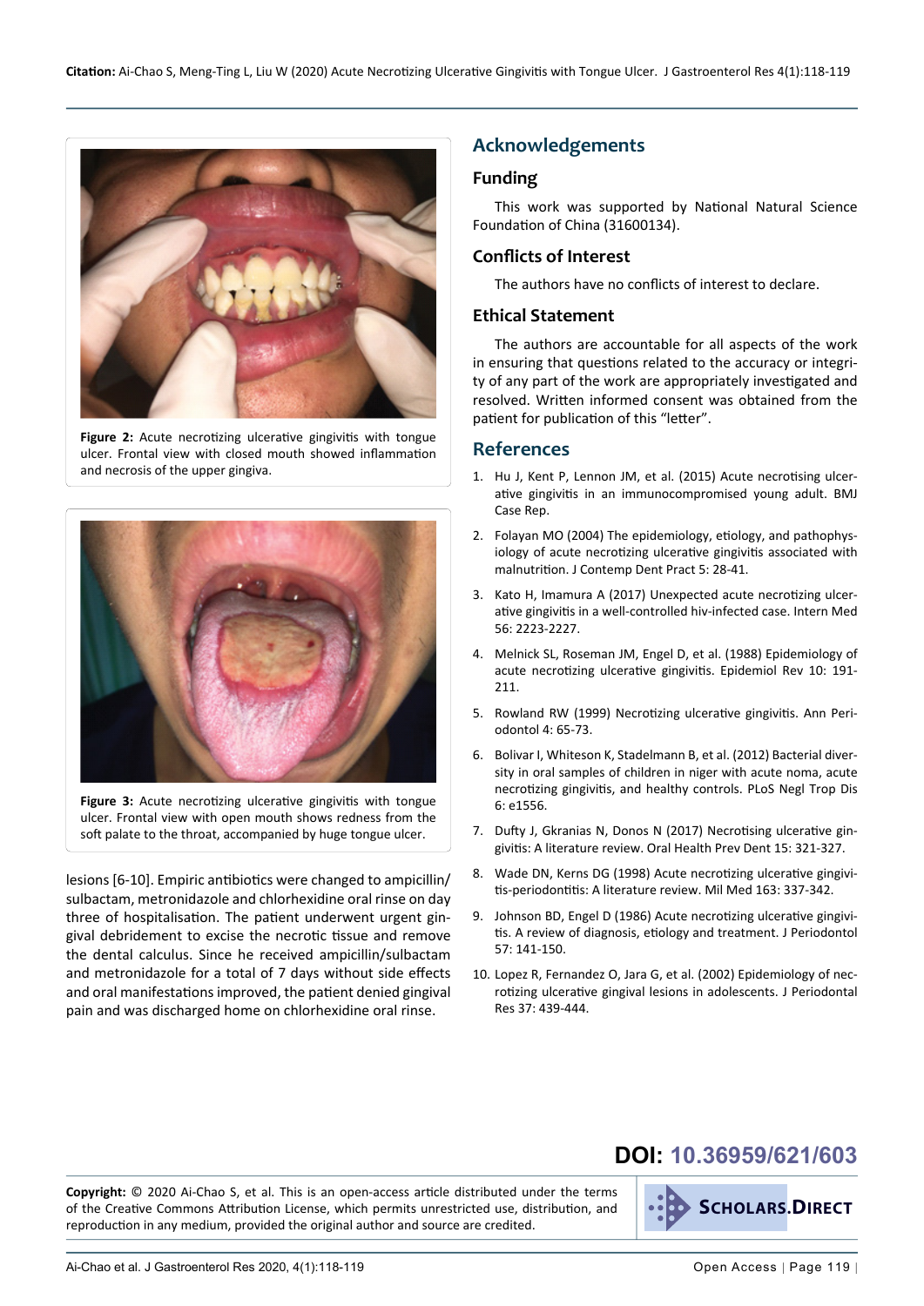Figure 2: Acute necrotizing ulcerative gingivitis with tongue ulcer. Frontal view with closed mouth showed inflammation and necrosis of the upper gingiva.

Figure 3: Acute necrotizing ulcerative gingivitis with tongue ulcer. Frontal view with open mouth shows redness from the soft palate to the throat, accompanied by huge tongue ulcer.

lesions [6-10]. Empiric antibiotics were changed to ampicillin/sulbactam, metronidazole and chlorhexidine oral rinse on day three of hospitalisation. The patient underwent urgent gingival debridement to excise the necrotic tissue and remove the dental calculus. Since he received ampicillin/sulbactam and metronidazole for a total of 7 days without side effects and oral manifestations improved, the patient denied gingival pain and was discharged home on chlorhexidine oral rinse.

## Acknowledgements

### Funding

This work was supported by National Natural Science Foundation of China (31600134).

### Conflicts of Interest

The authors have no conflicts of interest to declare.

### Ethical Statement

The authors are accountable for all aspects of the work in ensuring that questions related to the accuracy or integrity of any part of the work are appropriately investigated and resolved. Written informed consent was obtained from the patient for publication of this "letter".

## References

1. Hu J, Kent P, Lennon JM, et al. (2015) Acute necrotising ulcerative gingivitis in an immunocompromised young adult. BMJ Case Rep.
2. Folayan MO (2004) The epidemiology, etiology, and pathophysiology of acute necrotizing ulcerative gingivitis associated with malnutrition. J Contemp Dent Pract 5: 28-41.
3. Kato H, Imamura A (2017) Unexpected acute necrotizing ulcerative gingivitis in a well-controlled hiv-infected case. Intern Med 56: 2223-2227.
4. Melnick SL, Roseman JM, Engel D, et al. (1988) Epidemiology of acute necrotizing ulcerative gingivitis. Epidemiol Rev 10: 191-211.
5. Rowland RW (1999) Necrotizing ulcerative gingivitis. Ann Periodontol 4: 65-73.
6. Bolivar I, Whiteson K, Stadelmann B, et al. (2012) Bacterial diversity in oral samples of children in niger with acute noma, acute necrotizing gingivitis, and healthy controls. PLoS Negl Trop Dis 6: e1556.
7. Dufty J, Gkranias N, Donos N (2017) Necrotising ulcerative gingivitis: A literature review. Oral Health Prev Dent 15: 321-327.
8. Wade DN, Kerns DG (1998) Acute necrotizing ulcerative gingivitis-periodontitis: A literature review. Mil Med 163: 337-342.
9. Johnson BD, Engel D (1986) Acute necrotizing ulcerative gingivitis. A review of diagnosis, etiology and treatment. J Periodontol 57: 141-150.
10. Lopez R, Fernandez O, Jara G, et al. (2002) Epidemiology of necrotizing ulcerative gingival lesions in adolescents. J Periodontal Res 37: 439-444.

DOI: 10.36959/621/603

**Copyright:** © 2020 Ai-Chao S, et al. This is an open-access article distributed under the terms of the Creative Commons Attribution License, which permits unrestricted use, distribution, and reproduction in any medium, provided the original author and source are credited.